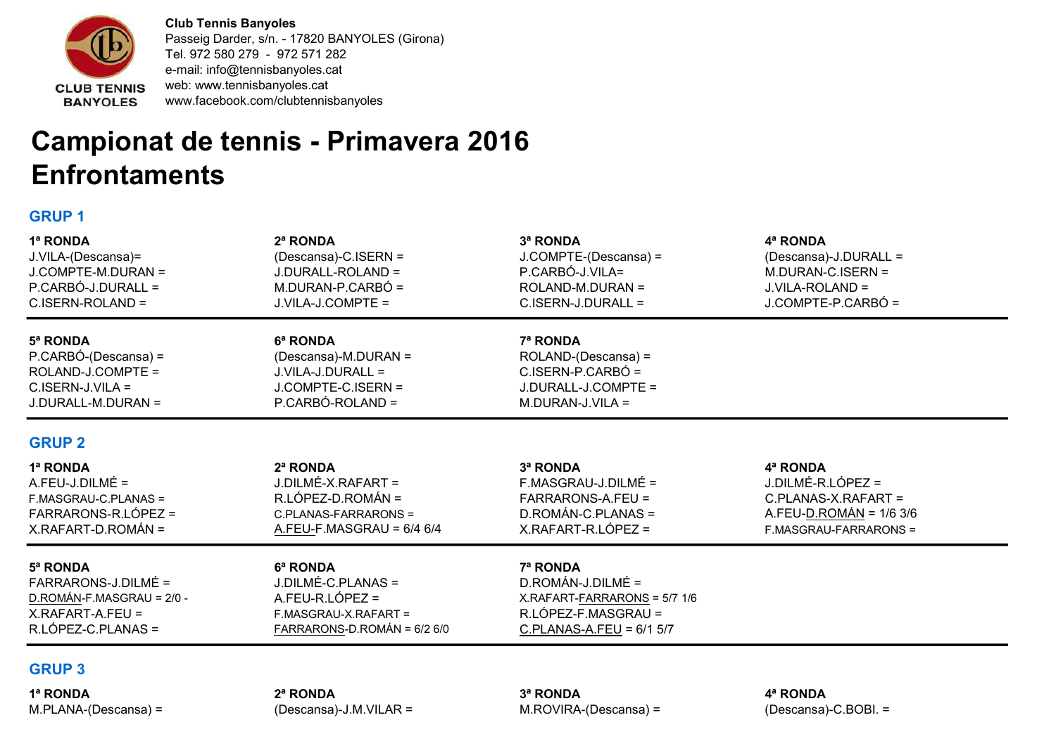**Club Tennis Banyoles**
Passeig Darder, s/n. - 17820 BANYOLES (Girona)
Tel. 972 580 279 - 972 571 282
e-mail: info@tennisbanyoles.cat
web: www.tennisbanyoles.cat
www.facebook.com/clubtennisbanyoles

# Campionat de tennis - Primavera 2016
# Enfrontaments

## GRUP 1

| 1ª RONDA | 2ª RONDA | 3ª RONDA | 4ª RONDA |
|---|---|---|---|
| J.VILA-(Descansa)= | (Descansa)-C.ISERN = | J.COMPTE-(Descansa) = | (Descansa)-J.DURALL = |
| J.COMPTE-M.DURAN = | J.DURALL-ROLAND = | P.CARBÓ-J.VILA= | M.DURAN-C.ISERN = |
| P.CARBÓ-J.DURALL = | M.DURAN-P.CARBÓ = | ROLAND-M.DURAN = | J.VILA-ROLAND = |
| C.ISERN-ROLAND = | J.VILA-J.COMPTE = | C.ISERN-J.DURALL = | J.COMPTE-P.CARBÓ = |

| 5ª RONDA | 6ª RONDA | 7ª RONDA |
|---|---|---|
| P.CARBÓ-(Descansa) = | (Descansa)-M.DURAN = | ROLAND-(Descansa) = |
| ROLAND-J.COMPTE = | J.VILA-J.DURALL = | C.ISERN-P.CARBÓ = |
| C.ISERN-J.VILA = | J.COMPTE-C.ISERN = | J.DURALL-J.COMPTE = |
| J.DURALL-M.DURAN = | P.CARBÓ-ROLAND = | M.DURAN-J.VILA = |

## GRUP 2

| 1ª RONDA | 2ª RONDA | 3ª RONDA | 4ª RONDA |
|---|---|---|---|
| A.FEU-J.DILMÉ = | J.DILMÉ-X.RAFART = | F.MASGRAU-J.DILMÉ = | J.DILMÉ-R.LÓPEZ = |
| F.MASGRAU-C.PLANAS = | R.LÓPEZ-D.ROMÁN = | FARRARONS-A.FEU = | C.PLANAS-X.RAFART = |
| FARRARONS-R.LÓPEZ = | C.PLANAS-FARRARONS = | D.ROMÁN-C.PLANAS = | A.FEU-<u>D.ROMÁN</u> = 1/6 3/6 |
| X.RAFART-D.ROMÁN = | <u>A.FEU</u>-F.MASGRAU = 6/4 6/4 | X.RAFART-R.LÓPEZ = | F.MASGRAU-FARRARONS = |

| 5ª RONDA | 6ª RONDA | 7ª RONDA |
|---|---|---|
| FARRARONS-J.DILMÉ = | J.DILMÉ-C.PLANAS = | D.ROMÁN-J.DILMÉ = |
| <u>D.ROMÁN</u>-F.MASGRAU = 2/0 - | A.FEU-R.LÓPEZ = | X.RAFART-<u>FARRARONS</u> = 5/7 1/6 |
| X.RAFART-A.FEU = | F.MASGRAU-X.RAFART = | R.LÓPEZ-F.MASGRAU = |
| R.LÓPEZ-C.PLANAS = | <u>FARRARONS</u>-D.ROMÁN = 6/2 6/0 | <u>C.PLANAS-A.FEU</u> = 6/1 5/7 |

## GRUP 3

| 1ª RONDA | 2ª RONDA | 3ª RONDA | 4ª RONDA |
|---|---|---|---|
| M.PLANA-(Descansa) = | (Descansa)-J.M.VILAR = | M.ROVIRA-(Descansa) = | (Descansa)-C.BOBI. = |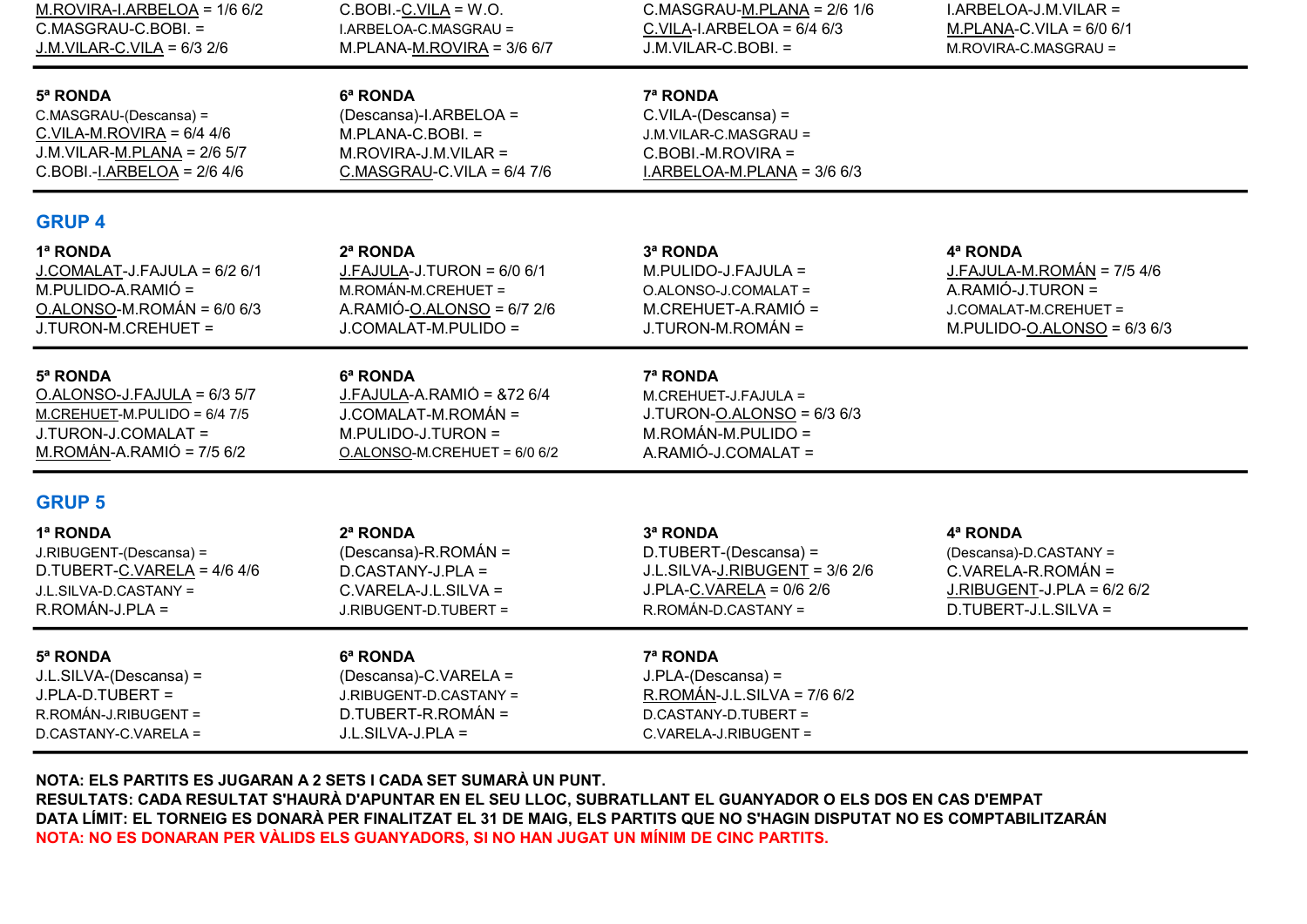| | | | |
|---|---|---|---|
| <u>M.ROVIRA-I.ARBELOA</u> = 1/6 6/2<br>C.MASGRAU-C.BOBI. =<br><u>J.M.VILAR-C.VILA</u> = 6/3 2/6 | C.BOBI.-<u>C.VILA</u> = W.O.<br>I.ARBELOA-C.MASGRAU =<br>M.PLANA-<u>M.ROVIRA</u> = 3/6 6/7 | C.MASGRAU-<u>M.PLANA</u> = 2/6 1/6<br><u>C.VILA</u>-I.ARBELOA = 6/4 6/3<br>J.M.VILAR-C.BOBI. = | I.ARBELOA-J.M.VILAR =<br><u>M.PLANA</u>-C.VILA = 6/0 6/1<br>M.ROVIRA-C.MASGRAU = |

| **5ª RONDA** | **6ª RONDA** | **7ª RONDA** |
|---|---|---|
| C.MASGRAU-(Descansa) =<br><u>C.VILA-M.ROVIRA</u> = 6/4 4/6<br>J.M.VILAR-<u>M.PLANA</u> = 2/6 5/7<br>C.BOBI.-<u>I.ARBELOA</u> = 2/6 4/6 | (Descansa)-I.ARBELOA =<br>M.PLANA-C.BOBI. =<br>M.ROVIRA-J.M.VILAR =<br><u>C.MASGRAU</u>-C.VILA = 6/4 7/6 | C.VILA-(Descansa) =<br>J.M.VILAR-C.MASGRAU =<br>C.BOBI.-M.ROVIRA =<br><u>I.ARBELOA-M.PLANA</u> = 3/6 6/3 |

## GRUP 4

| **1ª RONDA** | **2ª RONDA** | **3ª RONDA** | **4ª RONDA** |
|---|---|---|---|
| <u>J.COMALAT</u>-J.FAJULA = 6/2 6/1<br>M.PULIDO-A.RAMIÓ =<br><u>O.ALONSO</u>-M.ROMÁN = 6/0 6/3<br>J.TURON-M.CREHUET = | <u>J.FAJULA</u>-J.TURON = 6/0 6/1<br>M.ROMÁN-M.CREHUET =<br>A.RAMIÓ-<u>O.ALONSO</u> = 6/7 2/6<br>J.COMALAT-M.PULIDO = | M.PULIDO-J.FAJULA =<br>O.ALONSO-J.COMALAT =<br>M.CREHUET-A.RAMIÓ =<br>J.TURON-M.ROMÁN = | <u>J.FAJULA-M.ROMÁN</u> = 7/5 4/6<br>A.RAMIÓ-J.TURON =<br>J.COMALAT-M.CREHUET =<br>M.PULIDO-<u>O.ALONSO</u> = 6/3 6/3 |

| **5ª RONDA** | **6ª RONDA** | **7ª RONDA** |
|---|---|---|
| <u>O.ALONSO-J.FAJULA</u> = 6/3 5/7<br><u>M.CREHUET</u>-M.PULIDO = 6/4 7/5<br>J.TURON-J.COMALAT =<br><u>M.ROMÁN</u>-A.RAMIÓ = 7/5 6/2 | <u>J.FAJULA</u>-A.RAMIÓ = &72 6/4<br>J.COMALAT-M.ROMÁN =<br>M.PULIDO-J.TURON =<br><u>O.ALONSO</u>-M.CREHUET = 6/0 6/2 | M.CREHUET-J.FAJULA =<br>J.TURON-<u>O.ALONSO</u> = 6/3 6/3<br>M.ROMÁN-M.PULIDO =<br>A.RAMIÓ-J.COMALAT = |

## GRUP 5

| **1ª RONDA** | **2ª RONDA** | **3ª RONDA** | **4ª RONDA** |
|---|---|---|---|
| J.RIBUGENT-(Descansa) =<br>D.TUBERT-<u>C.VARELA</u> = 4/6 4/6<br>J.L.SILVA-D.CASTANY =<br>R.ROMÁN-J.PLA = | (Descansa)-R.ROMÁN =<br>D.CASTANY-J.PLA =<br>C.VARELA-J.L.SILVA =<br>J.RIBUGENT-D.TUBERT = | D.TUBERT-(Descansa) =<br>J.L.SILVA-<u>J.RIBUGENT</u> = 3/6 2/6<br>J.PLA-<u>C.VARELA</u> = 0/6 2/6<br>R.ROMÁN-D.CASTANY = | (Descansa)-D.CASTANY =<br>C.VARELA-R.ROMÁN =<br><u>J.RIBUGENT</u>-J.PLA = 6/2 6/2<br>D.TUBERT-J.L.SILVA = |

| **5ª RONDA** | **6ª RONDA** | **7ª RONDA** |
|---|---|---|
| J.L.SILVA-(Descansa) =<br>J.PLA-D.TUBERT =<br>R.ROMÁN-J.RIBUGENT =<br>D.CASTANY-C.VARELA = | (Descansa)-C.VARELA =<br>J.RIBUGENT-D.CASTANY =<br>D.TUBERT-R.ROMÁN =<br>J.L.SILVA-J.PLA = | J.PLA-(Descansa) =<br><u>R.ROMÁN</u>-J.L.SILVA = 7/6 6/2<br>D.CASTANY-D.TUBERT =<br>C.VARELA-J.RIBUGENT = |

**NOTA: ELS PARTITS ES JUGARAN A 2 SETS I CADA SET SUMARÀ UN PUNT.**
**RESULTATS: CADA RESULTAT S'HAURÀ D'APUNTAR EN EL SEU LLOC, SUBRATLLANT EL GUANYADOR O ELS DOS EN CAS D'EMPAT**
**DATA LÍMIT: EL TORNEIG ES DONARÀ PER FINALITZAT EL 31 DE MAIG, ELS PARTITS QUE NO S'HAGIN DISPUTAT NO ES COMPTABILITZARÀN**
**NOTA: NO ES DONARAN PER VÀLIDS ELS GUANYADORS, SI NO HAN JUGAT UN MÍNIM DE CINC PARTITS.**